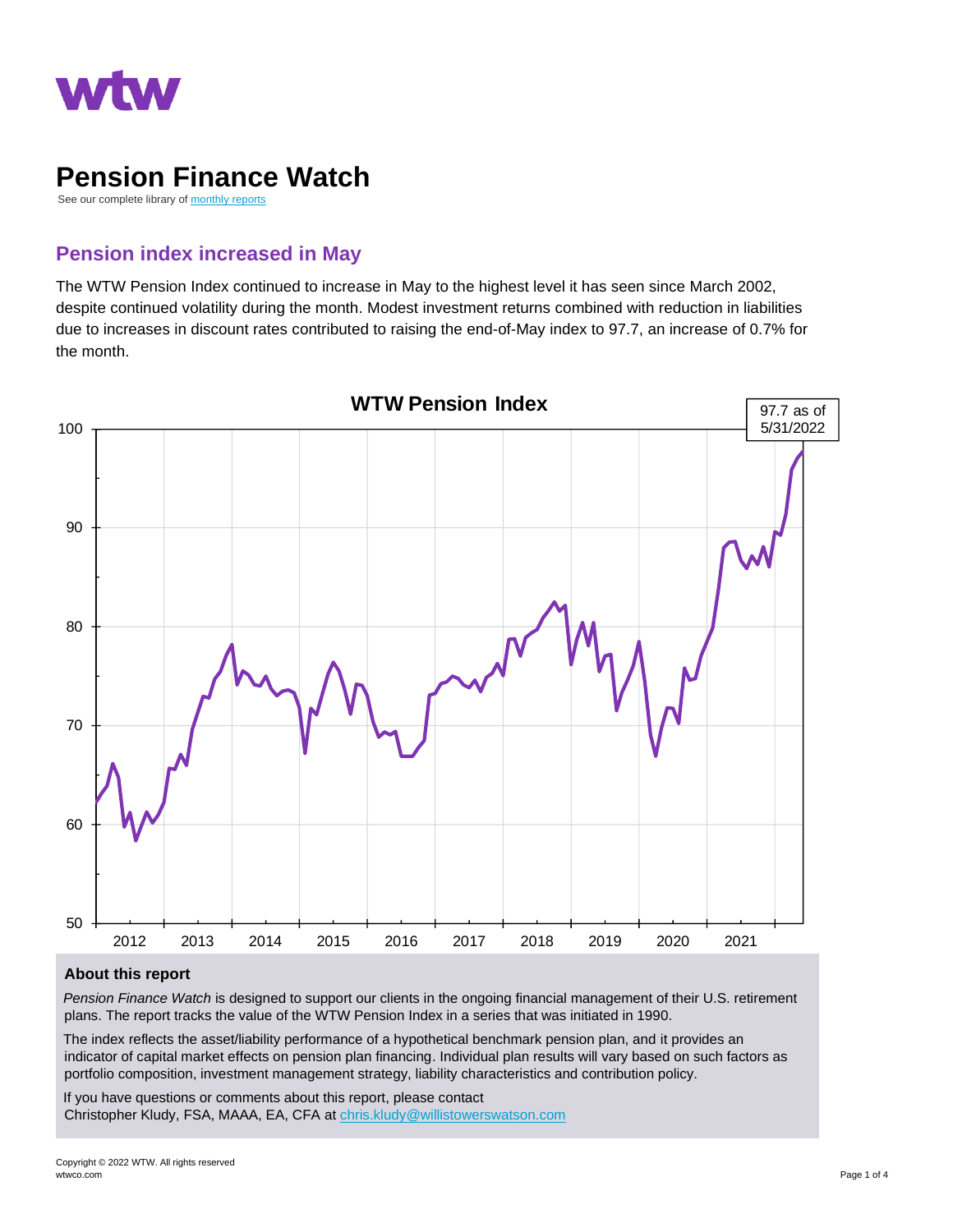# Pension Finance Watch

See our complete library of monthly reports

## Pension index increased in May

The WTW Pension Index continued to increase in May to the highest level it has seen since March 2002, despite continued volatility during the month. Modest investment returns combined with reduction in liabilities due to increases in discount rates contributed to raising the end-of-May index to 97.7, an increase of 0.7% for the month.

**WTW Pension Index**

97.7 as of 5/31/2022

### About this report

*Pension Finance Watch* is designed to support our clients in the ongoing financial management of their U.S. retirement plans. The report tracks the value of the WTW Pension Index in a series that was initiated in 1990.

The index reflects the asset/liability performance of a hypothetical benchmark pension plan, and it provides an indicator of capital market effects on pension plan financing. Individual plan results will vary based on such factors as portfolio composition, investment management strategy, liability characteristics and contribution policy.

If you have questions or comments about this report, please contact
Christopher Kludy, FSA, MAAA, EA, CFA at chris.kludy@willistowerswatson.com

Copyright © 2022 WTW. All rights reserved
wtwco.com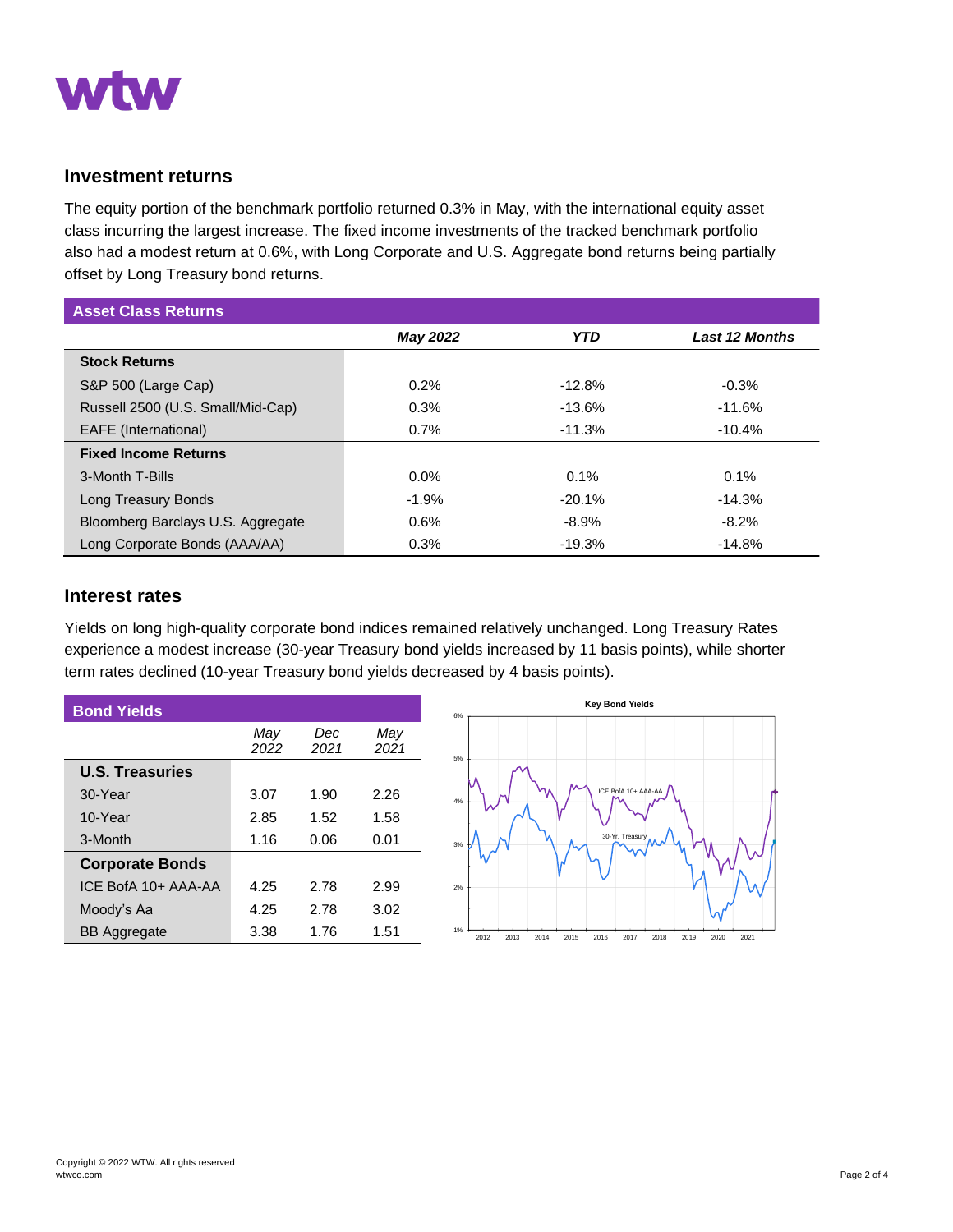## Investment returns

The equity portion of the benchmark portfolio returned 0.3% in May, with the international equity asset class incurring the largest increase. The fixed income investments of the tracked benchmark portfolio also had a modest return at 0.6%, with Long Corporate and U.S. Aggregate bond returns being partially offset by Long Treasury bond returns.

| Asset Class Returns | *May 2022* | *YTD* | *Last 12 Months* |
|---|---|---|---|
| **Stock Returns** | | | |
| S&P 500 (Large Cap) | 0.2% | -12.8% | -0.3% |
| Russell 2500 (U.S. Small/Mid-Cap) | 0.3% | -13.6% | -11.6% |
| EAFE (International) | 0.7% | -11.3% | -10.4% |
| **Fixed Income Returns** | | | |
| 3-Month T-Bills | 0.0% | 0.1% | 0.1% |
| Long Treasury Bonds | -1.9% | -20.1% | -14.3% |
| Bloomberg Barclays U.S. Aggregate | 0.6% | -8.9% | -8.2% |
| Long Corporate Bonds (AAA/AA) | 0.3% | -19.3% | -14.8% |

## Interest rates

Yields on long high-quality corporate bond indices remained relatively unchanged. Long Treasury Rates experience a modest increase (30-year Treasury bond yields increased by 11 basis points), while shorter term rates declined (10-year Treasury bond yields decreased by 4 basis points).

| Bond Yields | *May 2022* | *Dec 2021* | *May 2021* |
|---|---|---|---|
| **U.S. Treasuries** | | | |
| 30-Year | 3.07 | 1.90 | 2.26 |
| 10-Year | 2.85 | 1.52 | 1.58 |
| 3-Month | 1.16 | 0.06 | 0.01 |
| **Corporate Bonds** | | | |
| ICE BofA 10+ AAA-AA | 4.25 | 2.78 | 2.99 |
| Moody's Aa | 4.25 | 2.78 | 3.02 |
| BB Aggregate | 3.38 | 1.76 | 1.51 |

**Key Bond Yields**

(Chart: ICE BofA 10+ AAA-AA and 30-Yr. Treasury yields, 2012–2021; y-axis 1%–6%)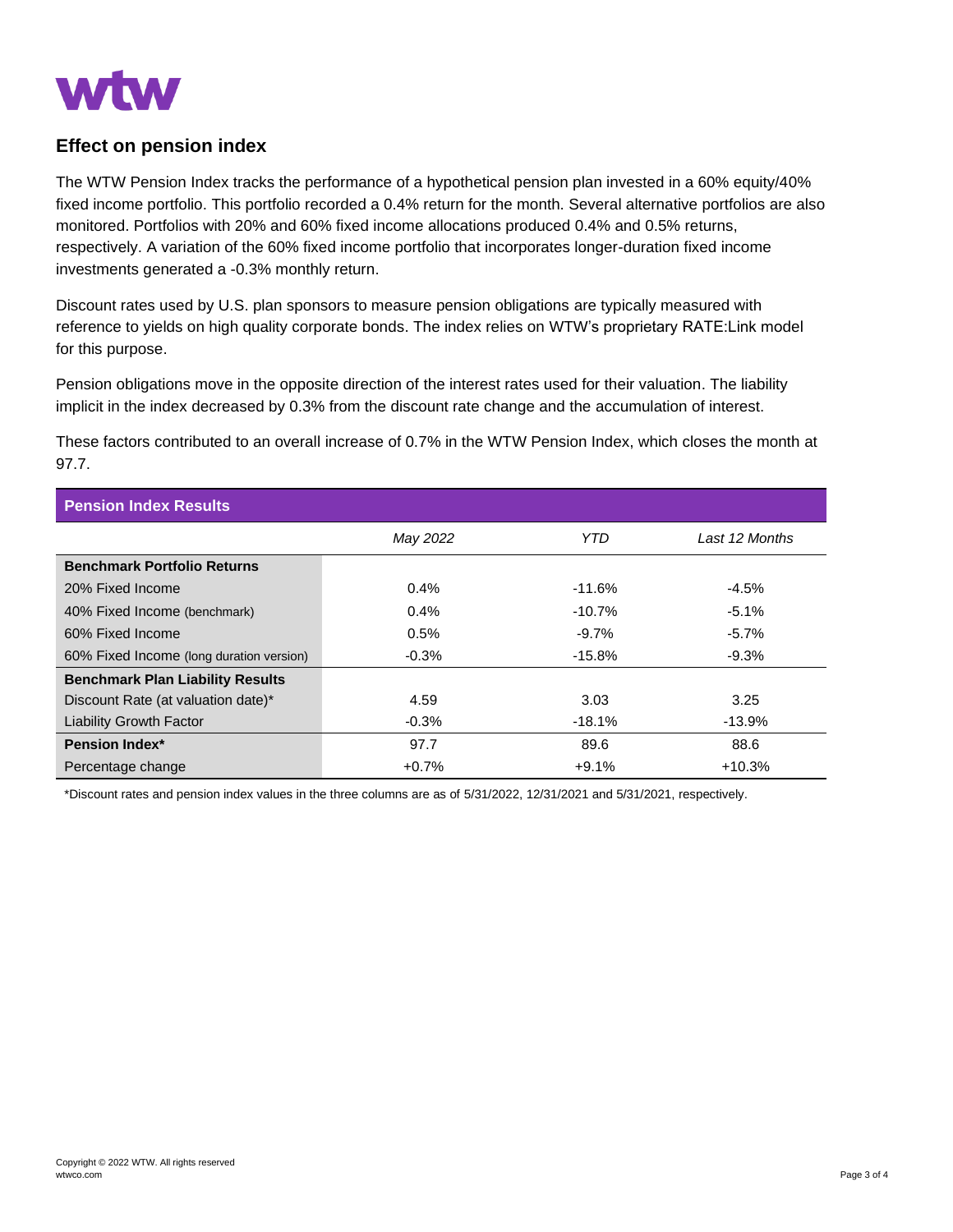## Effect on pension index

The WTW Pension Index tracks the performance of a hypothetical pension plan invested in a 60% equity/40% fixed income portfolio. This portfolio recorded a 0.4% return for the month. Several alternative portfolios are also monitored. Portfolios with 20% and 60% fixed income allocations produced 0.4% and 0.5% returns, respectively. A variation of the 60% fixed income portfolio that incorporates longer-duration fixed income investments generated a -0.3% monthly return.

Discount rates used by U.S. plan sponsors to measure pension obligations are typically measured with reference to yields on high quality corporate bonds. The index relies on WTW's proprietary RATE:Link model for this purpose.

Pension obligations move in the opposite direction of the interest rates used for their valuation. The liability implicit in the index decreased by 0.3% from the discount rate change and the accumulation of interest.

These factors contributed to an overall increase of 0.7% in the WTW Pension Index, which closes the month at 97.7.

| Pension Index Results | | | |
|---|---|---|---|
| | *May 2022* | *YTD* | *Last 12 Months* |
| **Benchmark Portfolio Returns** | | | |
| 20% Fixed Income | 0.4% | -11.6% | -4.5% |
| 40% Fixed Income (benchmark) | 0.4% | -10.7% | -5.1% |
| 60% Fixed Income | 0.5% | -9.7% | -5.7% |
| 60% Fixed Income (long duration version) | -0.3% | -15.8% | -9.3% |
| **Benchmark Plan Liability Results** | | | |
| Discount Rate (at valuation date)* | 4.59 | 3.03 | 3.25 |
| Liability Growth Factor | -0.3% | -18.1% | -13.9% |
| **Pension Index*** | 97.7 | 89.6 | 88.6 |
| Percentage change | +0.7% | +9.1% | +10.3% |

*Discount rates and pension index values in the three columns are as of 5/31/2022, 12/31/2021 and 5/31/2021, respectively.

Copyright © 2022 WTW. All rights reserved
wtwco.com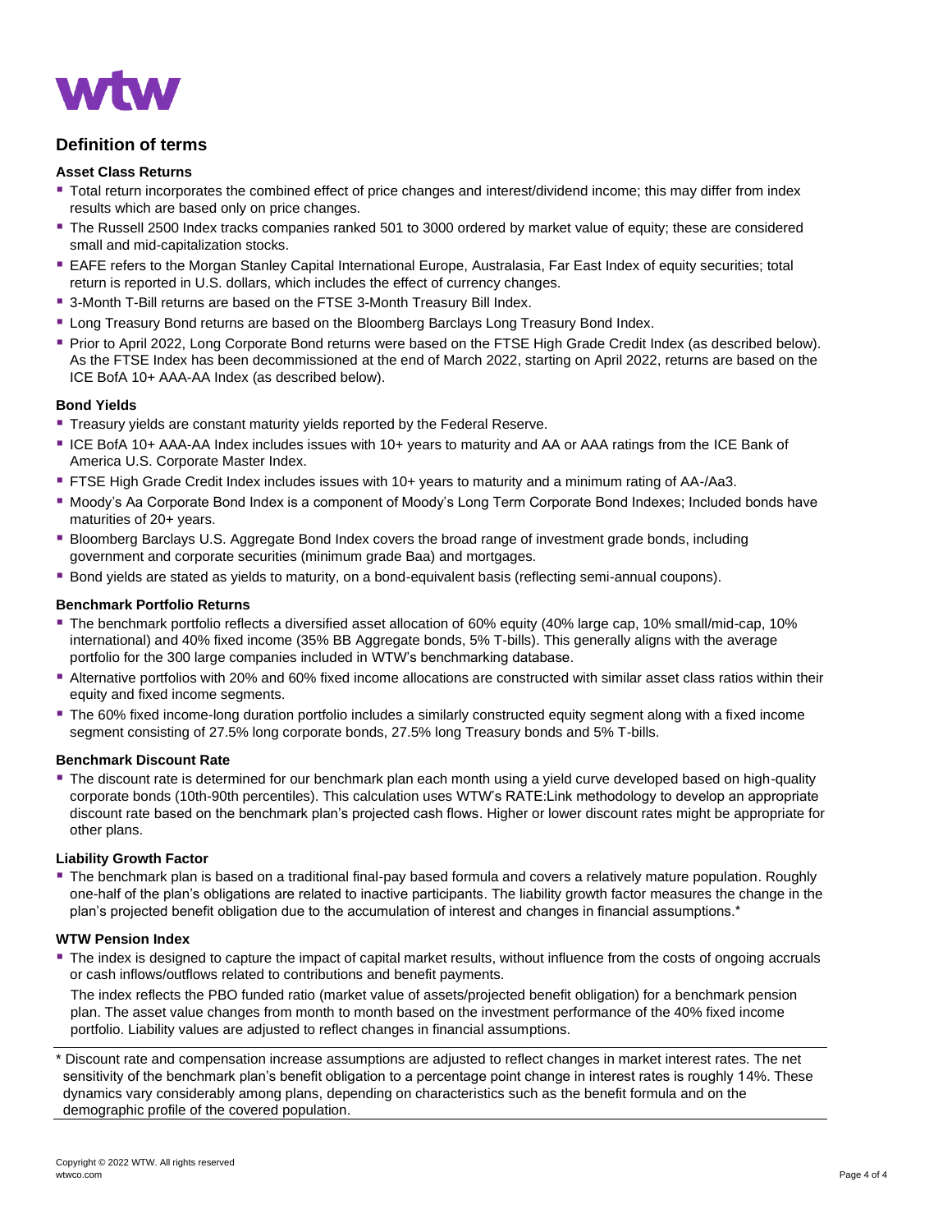wtw

## Definition of terms

### Asset Class Returns

- Total return incorporates the combined effect of price changes and interest/dividend income; this may differ from index results which are based only on price changes.
- The Russell 2500 Index tracks companies ranked 501 to 3000 ordered by market value of equity; these are considered small and mid-capitalization stocks.
- EAFE refers to the Morgan Stanley Capital International Europe, Australasia, Far East Index of equity securities; total return is reported in U.S. dollars, which includes the effect of currency changes.
- 3-Month T-Bill returns are based on the FTSE 3-Month Treasury Bill Index.
- Long Treasury Bond returns are based on the Bloomberg Barclays Long Treasury Bond Index.
- Prior to April 2022, Long Corporate Bond returns were based on the FTSE High Grade Credit Index (as described below). As the FTSE Index has been decommissioned at the end of March 2022, starting on April 2022, returns are based on the ICE BofA 10+ AAA-AA Index (as described below).

### Bond Yields

- Treasury yields are constant maturity yields reported by the Federal Reserve.
- ICE BofA 10+ AAA-AA Index includes issues with 10+ years to maturity and AA or AAA ratings from the ICE Bank of America U.S. Corporate Master Index.
- FTSE High Grade Credit Index includes issues with 10+ years to maturity and a minimum rating of AA-/Aa3.
- Moody's Aa Corporate Bond Index is a component of Moody's Long Term Corporate Bond Indexes; Included bonds have maturities of 20+ years.
- Bloomberg Barclays U.S. Aggregate Bond Index covers the broad range of investment grade bonds, including government and corporate securities (minimum grade Baa) and mortgages.
- Bond yields are stated as yields to maturity, on a bond-equivalent basis (reflecting semi-annual coupons).

### Benchmark Portfolio Returns

- The benchmark portfolio reflects a diversified asset allocation of 60% equity (40% large cap, 10% small/mid-cap, 10% international) and 40% fixed income (35% BB Aggregate bonds, 5% T-bills). This generally aligns with the average portfolio for the 300 large companies included in WTW's benchmarking database.
- Alternative portfolios with 20% and 60% fixed income allocations are constructed with similar asset class ratios within their equity and fixed income segments.
- The 60% fixed income-long duration portfolio includes a similarly constructed equity segment along with a fixed income segment consisting of 27.5% long corporate bonds, 27.5% long Treasury bonds and 5% T-bills.

### Benchmark Discount Rate

- The discount rate is determined for our benchmark plan each month using a yield curve developed based on high-quality corporate bonds (10th-90th percentiles). This calculation uses WTW's RATE:Link methodology to develop an appropriate discount rate based on the benchmark plan's projected cash flows. Higher or lower discount rates might be appropriate for other plans.

### Liability Growth Factor

- The benchmark plan is based on a traditional final-pay based formula and covers a relatively mature population. Roughly one-half of the plan's obligations are related to inactive participants. The liability growth factor measures the change in the plan's projected benefit obligation due to the accumulation of interest and changes in financial assumptions.*

### WTW Pension Index

- The index is designed to capture the impact of capital market results, without influence from the costs of ongoing accruals or cash inflows/outflows related to contributions and benefit payments.

  The index reflects the PBO funded ratio (market value of assets/projected benefit obligation) for a benchmark pension plan. The asset value changes from month to month based on the investment performance of the 40% fixed income portfolio. Liability values are adjusted to reflect changes in financial assumptions.

---

* Discount rate and compensation increase assumptions are adjusted to reflect changes in market interest rates. The net sensitivity of the benchmark plan's benefit obligation to a percentage point change in interest rates is roughly 14%. These dynamics vary considerably among plans, depending on characteristics such as the benefit formula and on the demographic profile of the covered population.

Copyright © 2022 WTW. All rights reserved
wtwco.com